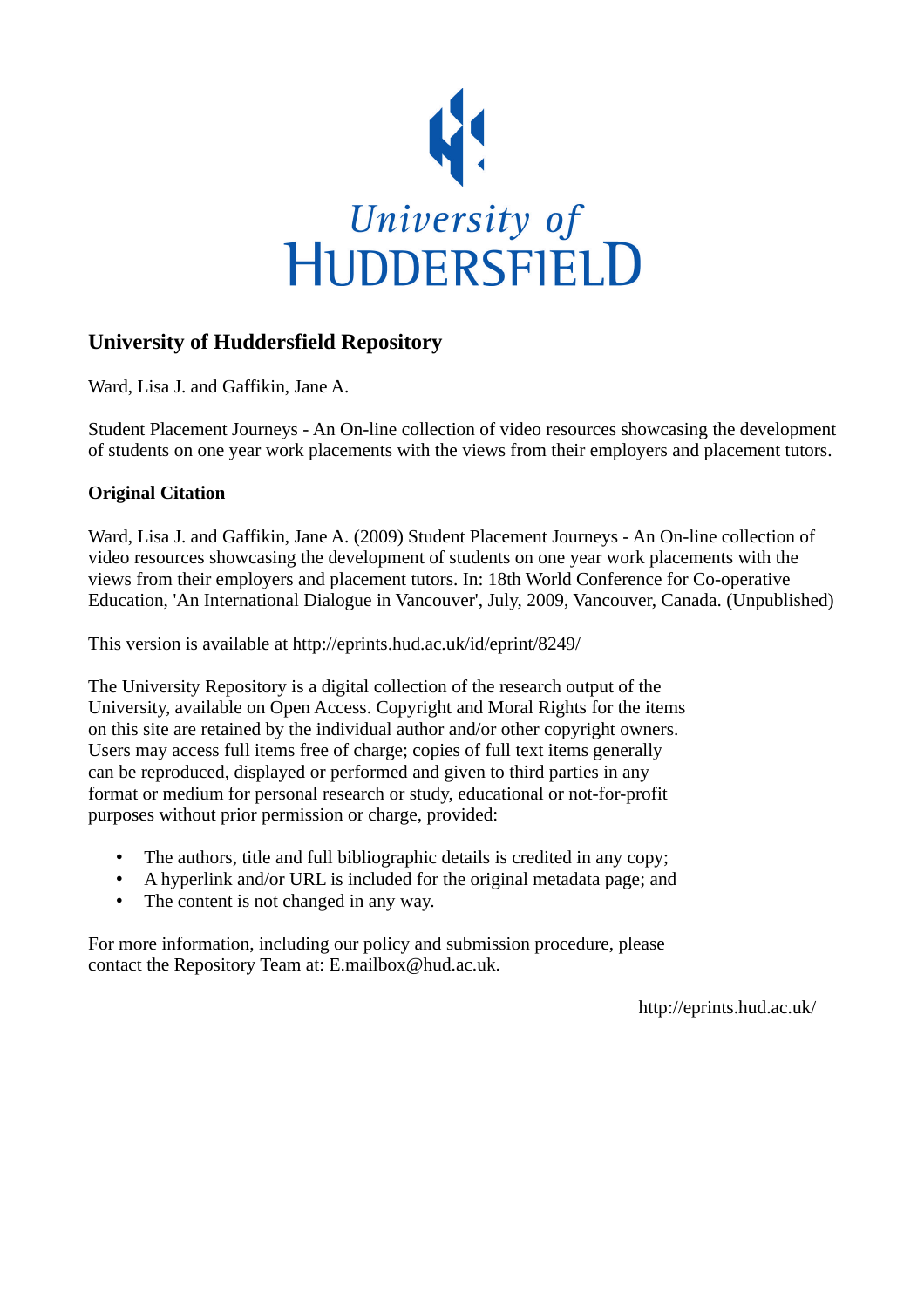University of HUDDERSFIELD

## University of Huddersfield Repository

Ward, Lisa J. and Gaffikin, Jane A.

Student Placement Journeys - An On-line collection of video resources showcasing the development of students on one year work placements with the views from their employers and placement tutors.

### Original Citation

Ward, Lisa J. and Gaffikin, Jane A. (2009) Student Placement Journeys - An On-line collection of video resources showcasing the development of students on one year work placements with the views from their employers and placement tutors. In: 18th World Conference for Co-operative Education, 'An International Dialogue in Vancouver', July, 2009, Vancouver, Canada. (Unpublished)

This version is available at http://eprints.hud.ac.uk/id/eprint/8249/

The University Repository is a digital collection of the research output of the University, available on Open Access. Copyright and Moral Rights for the items on this site are retained by the individual author and/or other copyright owners. Users may access full items free of charge; copies of full text items generally can be reproduced, displayed or performed and given to third parties in any format or medium for personal research or study, educational or not-for-profit purposes without prior permission or charge, provided:

- The authors, title and full bibliographic details is credited in any copy;
- A hyperlink and/or URL is included for the original metadata page; and
- The content is not changed in any way.

For more information, including our policy and submission procedure, please contact the Repository Team at: E.mailbox@hud.ac.uk.

http://eprints.hud.ac.uk/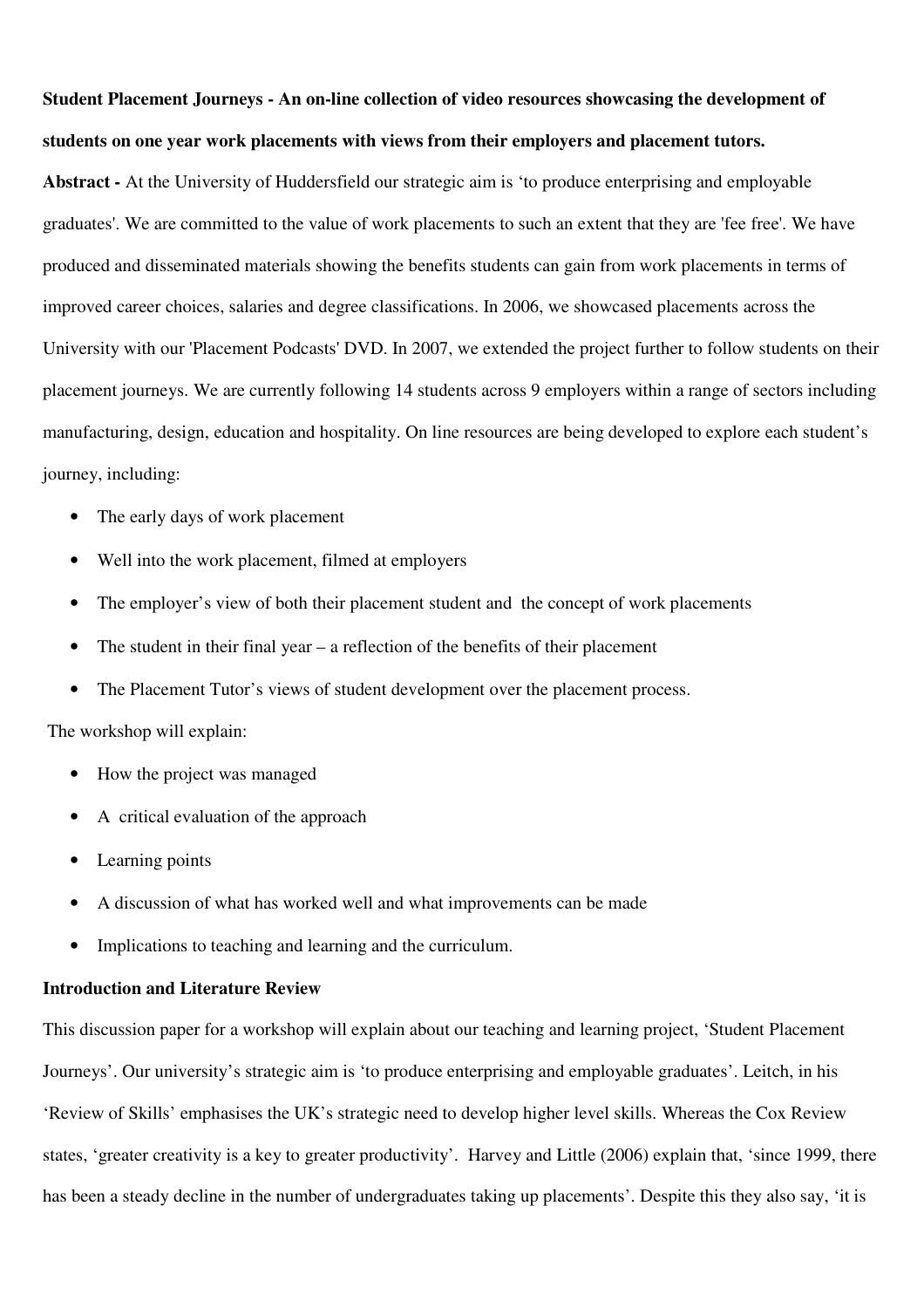**Student Placement Journeys - An on-line collection of video resources showcasing the development of students on one year work placements with views from their employers and placement tutors.**

**Abstract -** At the University of Huddersfield our strategic aim is 'to produce enterprising and employable graduates'. We are committed to the value of work placements to such an extent that they are 'fee free'. We have produced and disseminated materials showing the benefits students can gain from work placements in terms of improved career choices, salaries and degree classifications. In 2006, we showcased placements across the University with our 'Placement Podcasts' DVD. In 2007, we extended the project further to follow students on their placement journeys. We are currently following 14 students across 9 employers within a range of sectors including manufacturing, design, education and hospitality. On line resources are being developed to explore each student's journey, including:

- The early days of work placement
- Well into the work placement, filmed at employers
- The employer's view of both their placement student and the concept of work placements
- The student in their final year – a reflection of the benefits of their placement
- The Placement Tutor's views of student development over the placement process.

The workshop will explain:

- How the project was managed
- A critical evaluation of the approach
- Learning points
- A discussion of what has worked well and what improvements can be made
- Implications to teaching and learning and the curriculum.

**Introduction and Literature Review**

This discussion paper for a workshop will explain about our teaching and learning project, 'Student Placement Journeys'. Our university's strategic aim is 'to produce enterprising and employable graduates'. Leitch, in his 'Review of Skills' emphasises the UK's strategic need to develop higher level skills. Whereas the Cox Review states, 'greater creativity is a key to greater productivity'. Harvey and Little (2006) explain that, 'since 1999, there has been a steady decline in the number of undergraduates taking up placements'. Despite this they also say, 'it is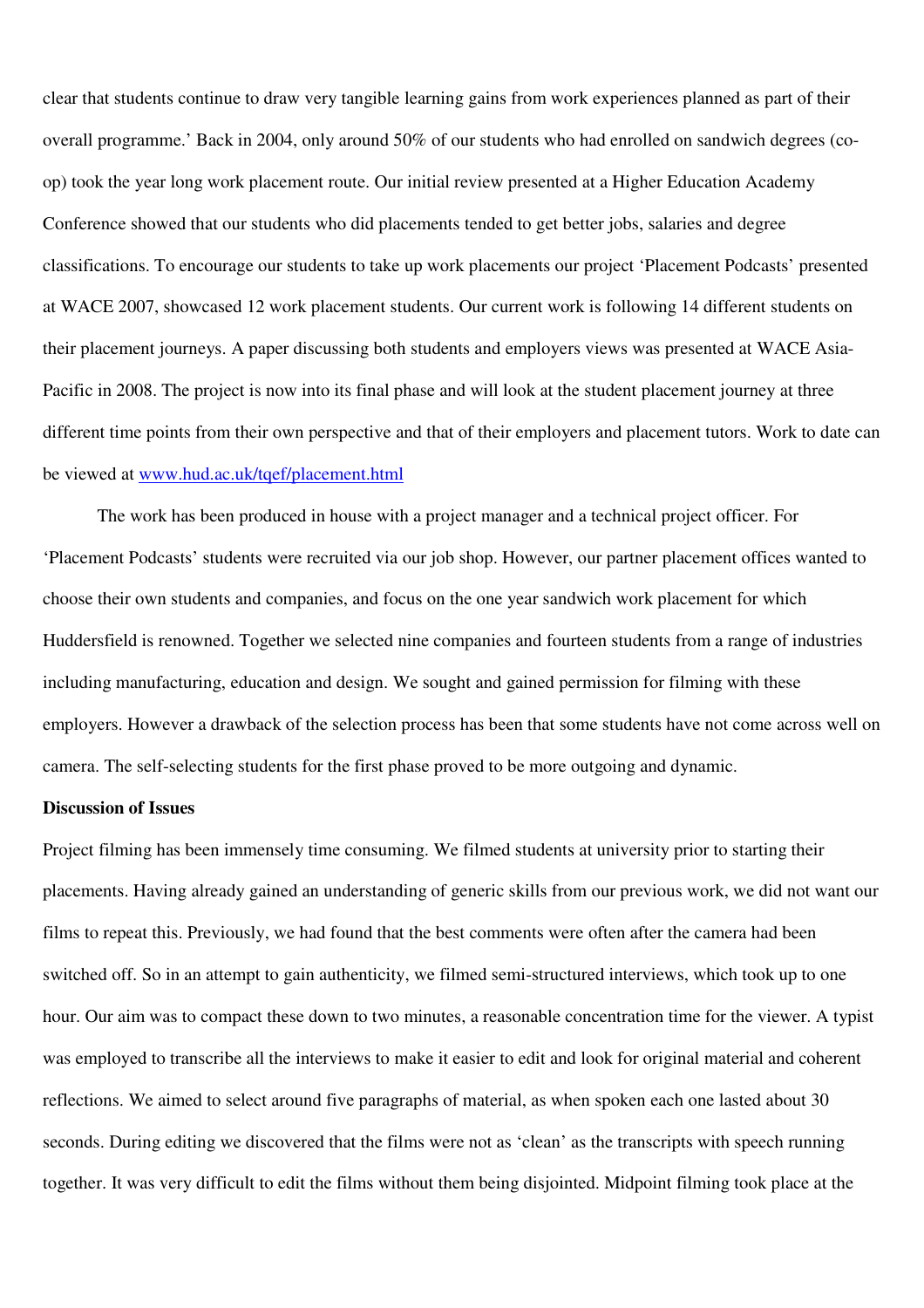clear that students continue to draw very tangible learning gains from work experiences planned as part of their overall programme.' Back in 2004, only around 50% of our students who had enrolled on sandwich degrees (co-op) took the year long work placement route. Our initial review presented at a Higher Education Academy Conference showed that our students who did placements tended to get better jobs, salaries and degree classifications. To encourage our students to take up work placements our project 'Placement Podcasts' presented at WACE 2007, showcased 12 work placement students. Our current work is following 14 different students on their placement journeys. A paper discussing both students and employers views was presented at WACE Asia-Pacific in 2008. The project is now into its final phase and will look at the student placement journey at three different time points from their own perspective and that of their employers and placement tutors. Work to date can be viewed at [www.hud.ac.uk/tqef/placement.html](www.hud.ac.uk/tqef/placement.html)

The work has been produced in house with a project manager and a technical project officer. For 'Placement Podcasts' students were recruited via our job shop. However, our partner placement offices wanted to choose their own students and companies, and focus on the one year sandwich work placement for which Huddersfield is renowned. Together we selected nine companies and fourteen students from a range of industries including manufacturing, education and design. We sought and gained permission for filming with these employers. However a drawback of the selection process has been that some students have not come across well on camera. The self-selecting students for the first phase proved to be more outgoing and dynamic.

**Discussion of Issues**

Project filming has been immensely time consuming. We filmed students at university prior to starting their placements. Having already gained an understanding of generic skills from our previous work, we did not want our films to repeat this. Previously, we had found that the best comments were often after the camera had been switched off. So in an attempt to gain authenticity, we filmed semi-structured interviews, which took up to one hour. Our aim was to compact these down to two minutes, a reasonable concentration time for the viewer. A typist was employed to transcribe all the interviews to make it easier to edit and look for original material and coherent reflections. We aimed to select around five paragraphs of material, as when spoken each one lasted about 30 seconds. During editing we discovered that the films were not as 'clean' as the transcripts with speech running together. It was very difficult to edit the films without them being disjointed. Midpoint filming took place at the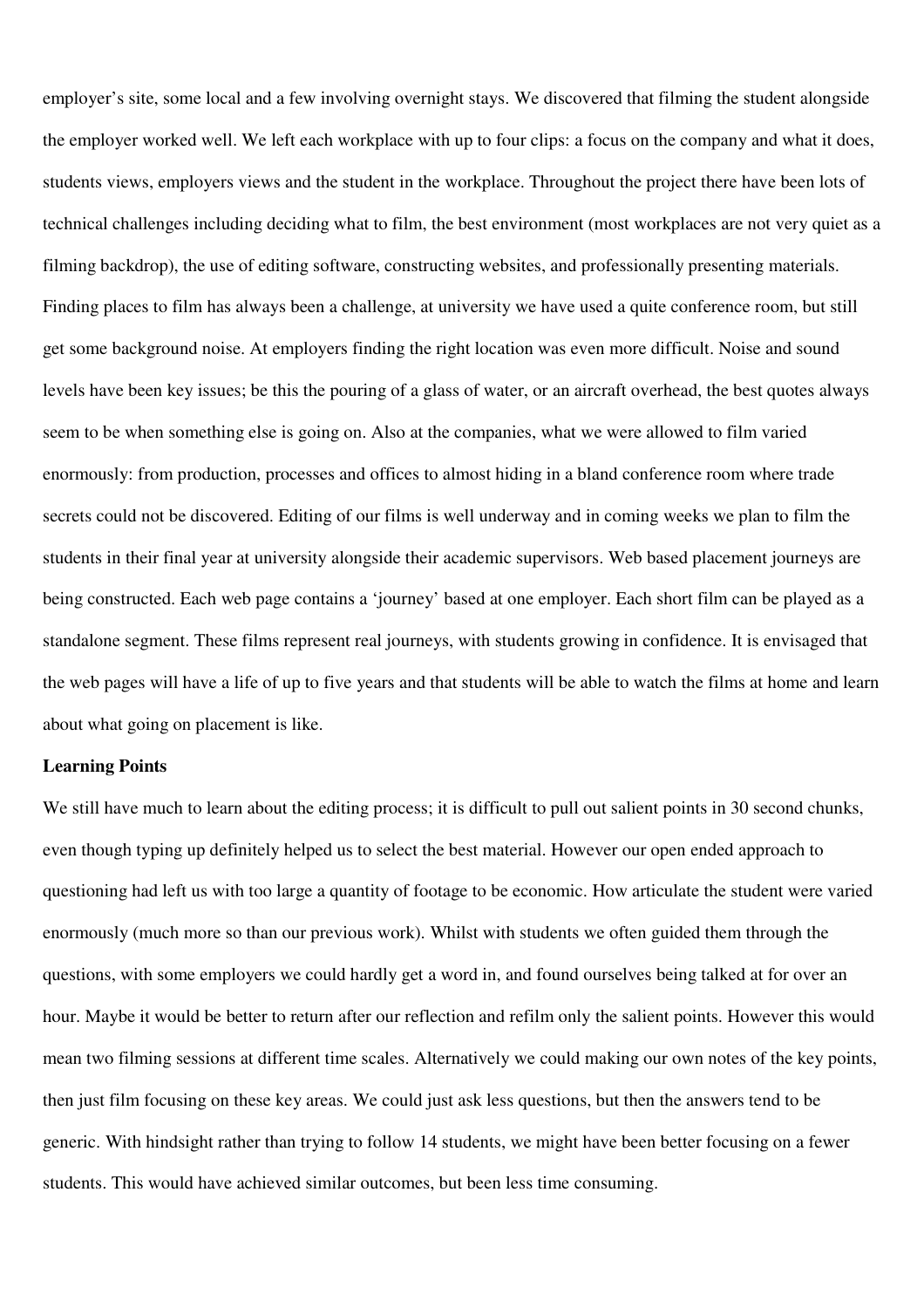employer's site, some local and a few involving overnight stays. We discovered that filming the student alongside the employer worked well. We left each workplace with up to four clips: a focus on the company and what it does, students views, employers views and the student in the workplace. Throughout the project there have been lots of technical challenges including deciding what to film, the best environment (most workplaces are not very quiet as a filming backdrop), the use of editing software, constructing websites, and professionally presenting materials. Finding places to film has always been a challenge, at university we have used a quite conference room, but still get some background noise. At employers finding the right location was even more difficult. Noise and sound levels have been key issues; be this the pouring of a glass of water, or an aircraft overhead, the best quotes always seem to be when something else is going on. Also at the companies, what we were allowed to film varied enormously: from production, processes and offices to almost hiding in a bland conference room where trade secrets could not be discovered. Editing of our films is well underway and in coming weeks we plan to film the students in their final year at university alongside their academic supervisors. Web based placement journeys are being constructed. Each web page contains a 'journey' based at one employer. Each short film can be played as a standalone segment. These films represent real journeys, with students growing in confidence. It is envisaged that the web pages will have a life of up to five years and that students will be able to watch the films at home and learn about what going on placement is like.

**Learning Points**

We still have much to learn about the editing process; it is difficult to pull out salient points in 30 second chunks, even though typing up definitely helped us to select the best material. However our open ended approach to questioning had left us with too large a quantity of footage to be economic. How articulate the student were varied enormously (much more so than our previous work). Whilst with students we often guided them through the questions, with some employers we could hardly get a word in, and found ourselves being talked at for over an hour. Maybe it would be better to return after our reflection and refilm only the salient points. However this would mean two filming sessions at different time scales. Alternatively we could making our own notes of the key points, then just film focusing on these key areas. We could just ask less questions, but then the answers tend to be generic. With hindsight rather than trying to follow 14 students, we might have been better focusing on a fewer students. This would have achieved similar outcomes, but been less time consuming.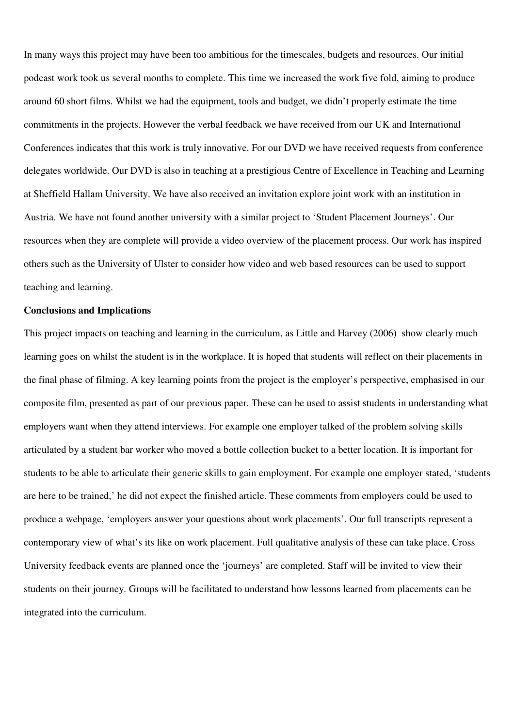In many ways this project may have been too ambitious for the timescales, budgets and resources. Our initial podcast work took us several months to complete. This time we increased the work five fold, aiming to produce around 60 short films. Whilst we had the equipment, tools and budget, we didn't properly estimate the time commitments in the projects. However the verbal feedback we have received from our UK and International Conferences indicates that this work is truly innovative. For our DVD we have received requests from conference delegates worldwide. Our DVD is also in teaching at a prestigious Centre of Excellence in Teaching and Learning at Sheffield Hallam University. We have also received an invitation explore joint work with an institution in Austria. We have not found another university with a similar project to 'Student Placement Journeys'. Our resources when they are complete will provide a video overview of the placement process. Our work has inspired others such as the University of Ulster to consider how video and web based resources can be used to support teaching and learning.

**Conclusions and Implications**

This project impacts on teaching and learning in the curriculum, as Little and Harvey (2006) show clearly much learning goes on whilst the student is in the workplace. It is hoped that students will reflect on their placements in the final phase of filming. A key learning points from the project is the employer's perspective, emphasised in our composite film, presented as part of our previous paper. These can be used to assist students in understanding what employers want when they attend interviews. For example one employer talked of the problem solving skills articulated by a student bar worker who moved a bottle collection bucket to a better location. It is important for students to be able to articulate their generic skills to gain employment. For example one employer stated, 'students are here to be trained,' he did not expect the finished article. These comments from employers could be used to produce a webpage, 'employers answer your questions about work placements'. Our full transcripts represent a contemporary view of what's its like on work placement. Full qualitative analysis of these can take place. Cross University feedback events are planned once the 'journeys' are completed. Staff will be invited to view their students on their journey. Groups will be facilitated to understand how lessons learned from placements can be integrated into the curriculum.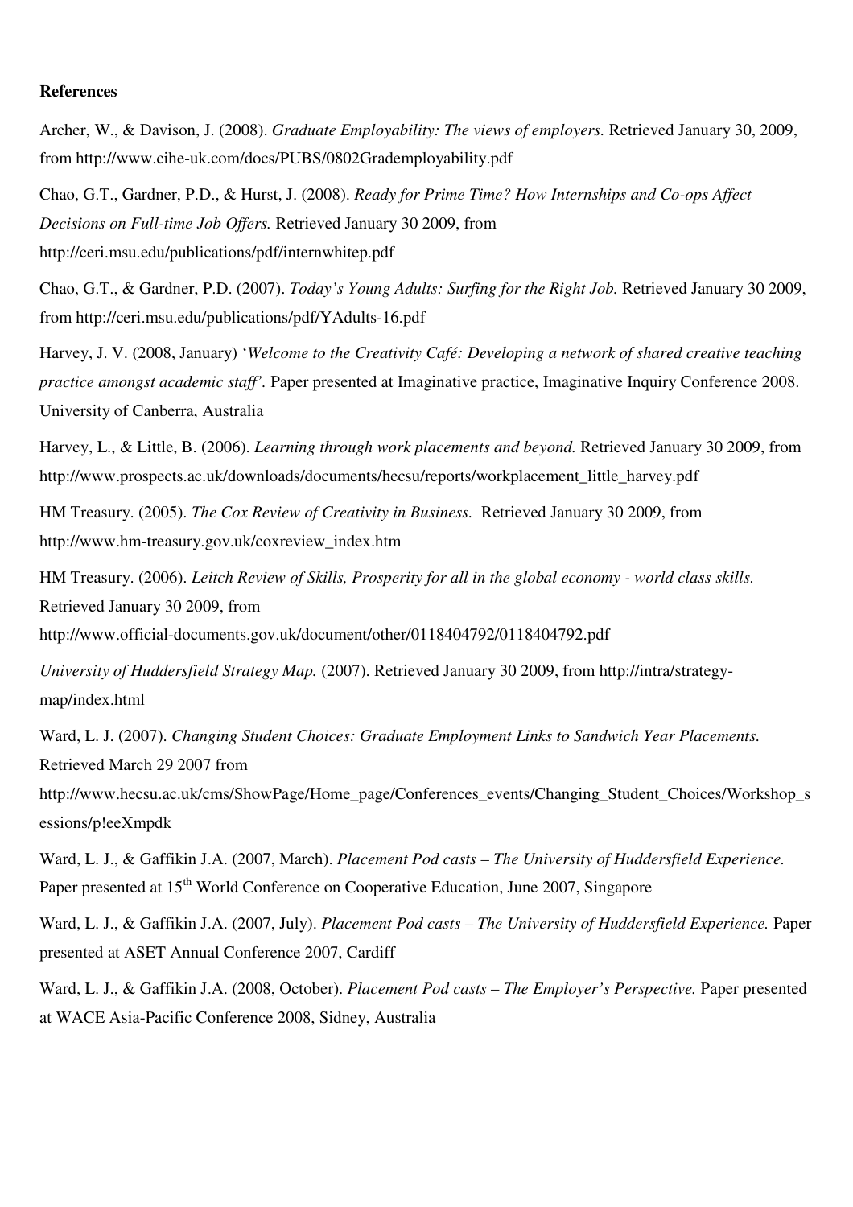**References**

Archer, W., & Davison, J. (2008). *Graduate Employability: The views of employers.* Retrieved January 30, 2009, from http://www.cihe-uk.com/docs/PUBS/0802Grademployability.pdf

Chao, G.T., Gardner, P.D., & Hurst, J. (2008). *Ready for Prime Time? How Internships and Co-ops Affect Decisions on Full-time Job Offers.* Retrieved January 30 2009, from http://ceri.msu.edu/publications/pdf/internwhitep.pdf

Chao, G.T., & Gardner, P.D. (2007). *Today's Young Adults: Surfing for the Right Job.* Retrieved January 30 2009, from http://ceri.msu.edu/publications/pdf/YAdults-16.pdf

Harvey, J. V. (2008, January) '*Welcome to the Creativity Café: Developing a network of shared creative teaching practice amongst academic staff'*. Paper presented at Imaginative practice, Imaginative Inquiry Conference 2008. University of Canberra, Australia

Harvey, L., & Little, B. (2006). *Learning through work placements and beyond.* Retrieved January 30 2009, from http://www.prospects.ac.uk/downloads/documents/hecsu/reports/workplacement_little_harvey.pdf

HM Treasury. (2005). *The Cox Review of Creativity in Business.* Retrieved January 30 2009, from http://www.hm-treasury.gov.uk/coxreview_index.htm

HM Treasury. (2006). *Leitch Review of Skills, Prosperity for all in the global economy - world class skills.* Retrieved January 30 2009, from http://www.official-documents.gov.uk/document/other/0118404792/0118404792.pdf

*University of Huddersfield Strategy Map.* (2007). Retrieved January 30 2009, from http://intra/strategy-map/index.html

Ward, L. J. (2007). *Changing Student Choices: Graduate Employment Links to Sandwich Year Placements.* Retrieved March 29 2007 from http://www.hecsu.ac.uk/cms/ShowPage/Home_page/Conferences_events/Changing_Student_Choices/Workshop_sessions/p!eeXmpdk

Ward, L. J., & Gaffikin J.A. (2007, March). *Placement Pod casts – The University of Huddersfield Experience.* Paper presented at 15th World Conference on Cooperative Education, June 2007, Singapore

Ward, L. J., & Gaffikin J.A. (2007, July). *Placement Pod casts – The University of Huddersfield Experience.* Paper presented at ASET Annual Conference 2007, Cardiff

Ward, L. J., & Gaffikin J.A. (2008, October). *Placement Pod casts – The Employer's Perspective.* Paper presented at WACE Asia-Pacific Conference 2008, Sidney, Australia